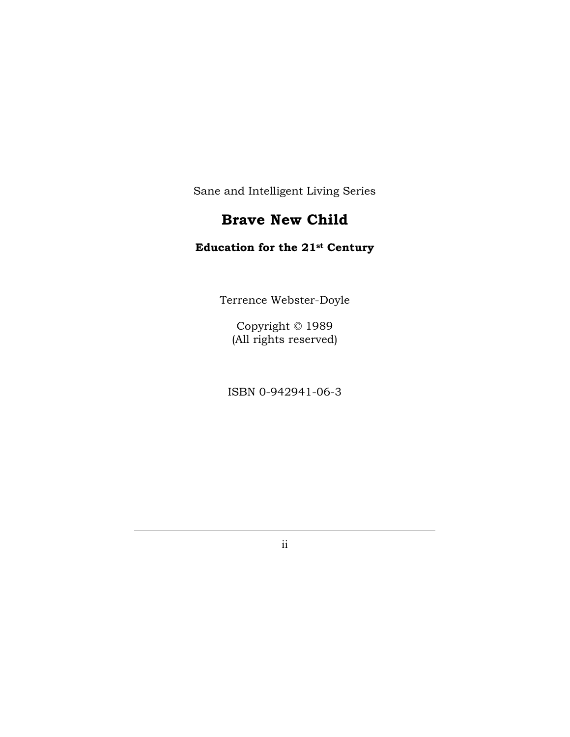Sane and Intelligent Living Series

# Brave New Child

## Education for the 21st Century

Terrence Webster-Doyle

Copyright © 1989
(All rights reserved)

ISBN 0-942941-06-3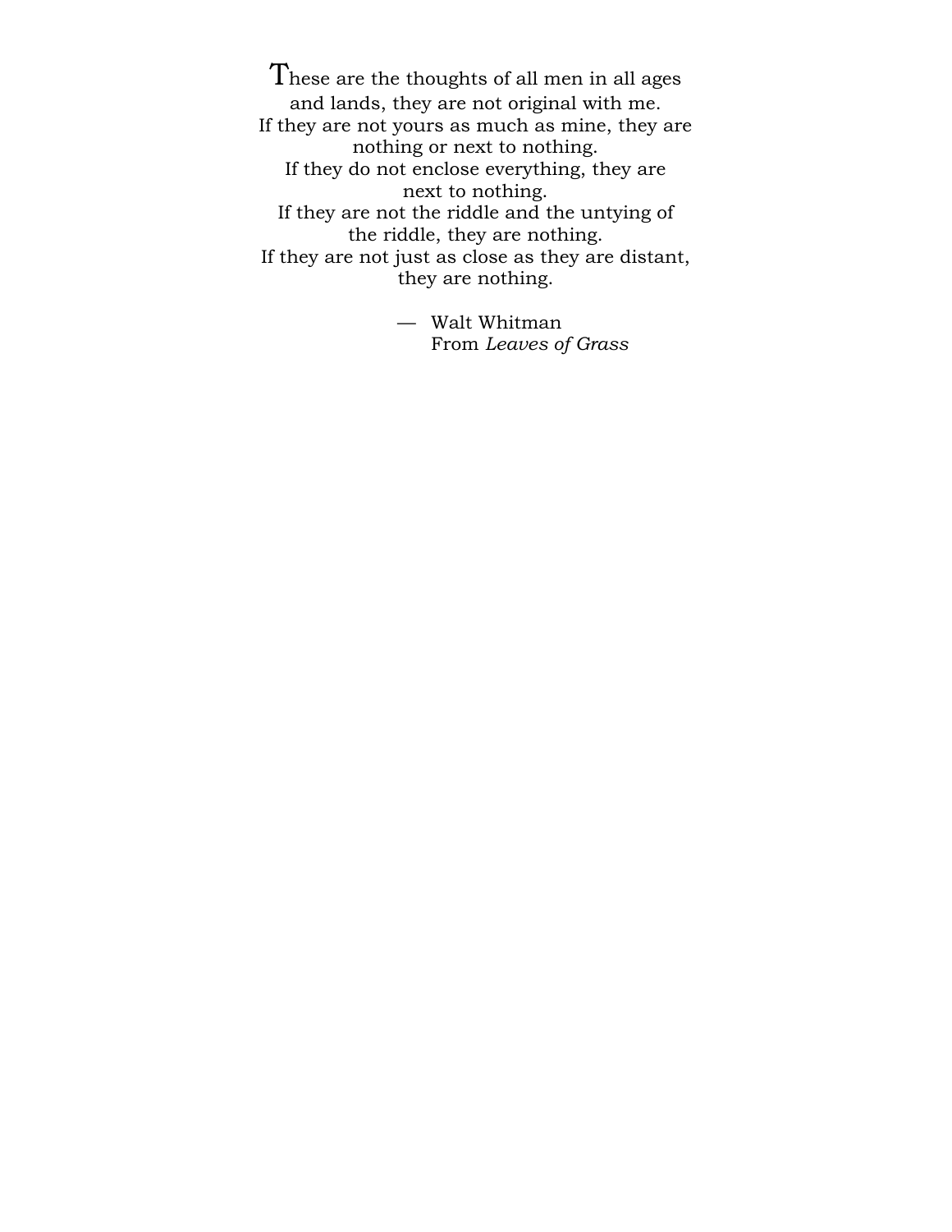These are the thoughts of all men in all ages and lands, they are not original with me.
If they are not yours as much as mine, they are nothing or next to nothing.
If they do not enclose everything, they are next to nothing.
If they are not the riddle and the untying of the riddle, they are nothing.
If they are not just as close as they are distant, they are nothing.

— Walt Whitman
From *Leaves of Grass*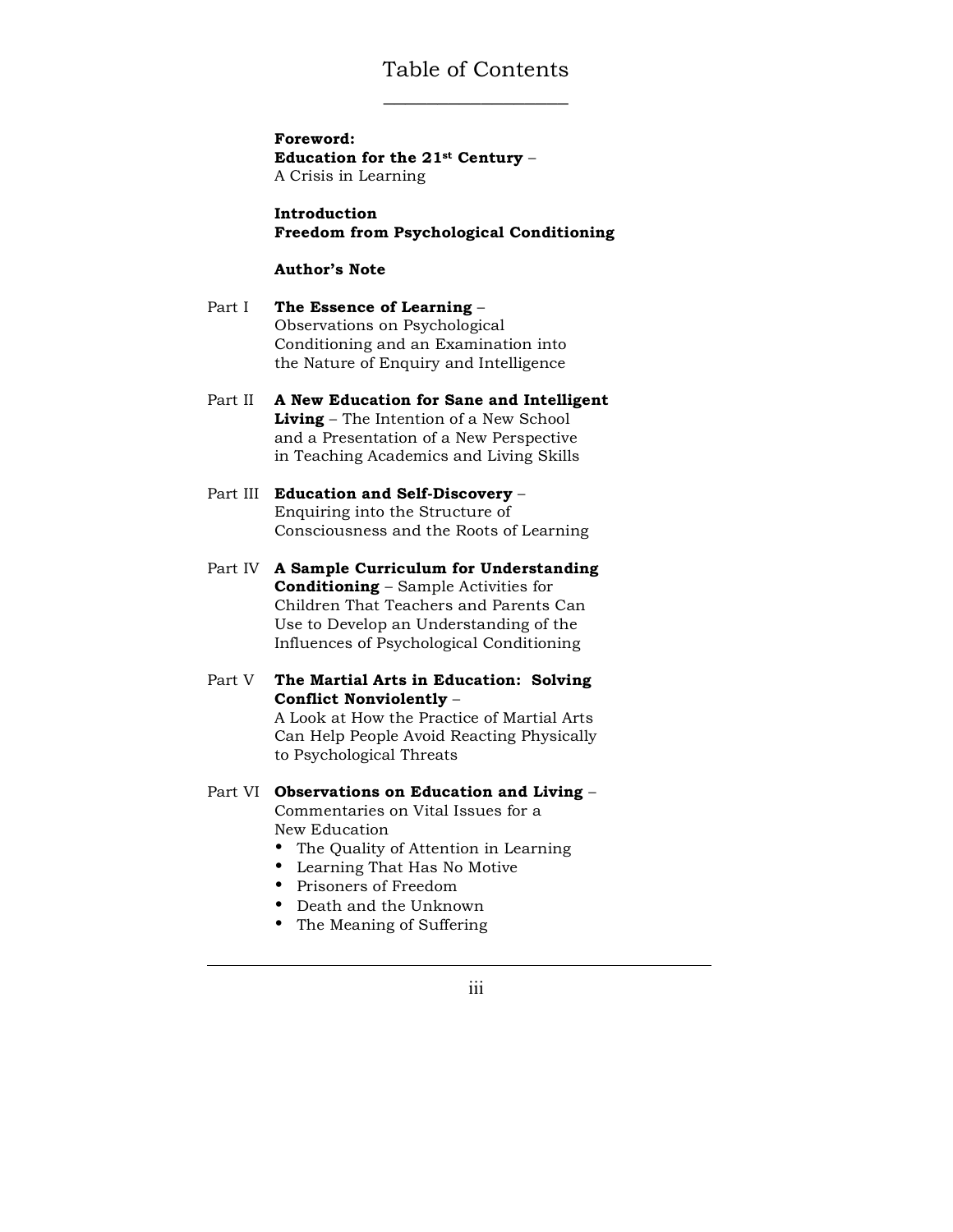# Table of Contents

**Foreword:**
**Education for the 21st Century** –
A Crisis in Learning

**Introduction**
**Freedom from Psychological Conditioning**

**Author's Note**

Part I **The Essence of Learning** –
Observations on Psychological Conditioning and an Examination into the Nature of Enquiry and Intelligence

Part II **A New Education for Sane and Intelligent Living** – The Intention of a New School and a Presentation of a New Perspective in Teaching Academics and Living Skills

Part III **Education and Self-Discovery** –
Enquiring into the Structure of Consciousness and the Roots of Learning

Part IV **A Sample Curriculum for Understanding Conditioning** – Sample Activities for Children That Teachers and Parents Can Use to Develop an Understanding of the Influences of Psychological Conditioning

Part V **The Martial Arts in Education: Solving Conflict Nonviolently** –
A Look at How the Practice of Martial Arts Can Help People Avoid Reacting Physically to Psychological Threats

Part VI **Observations on Education and Living** –
Commentaries on Vital Issues for a New Education

- The Quality of Attention in Learning
- Learning That Has No Motive
- Prisoners of Freedom
- Death and the Unknown
- The Meaning of Suffering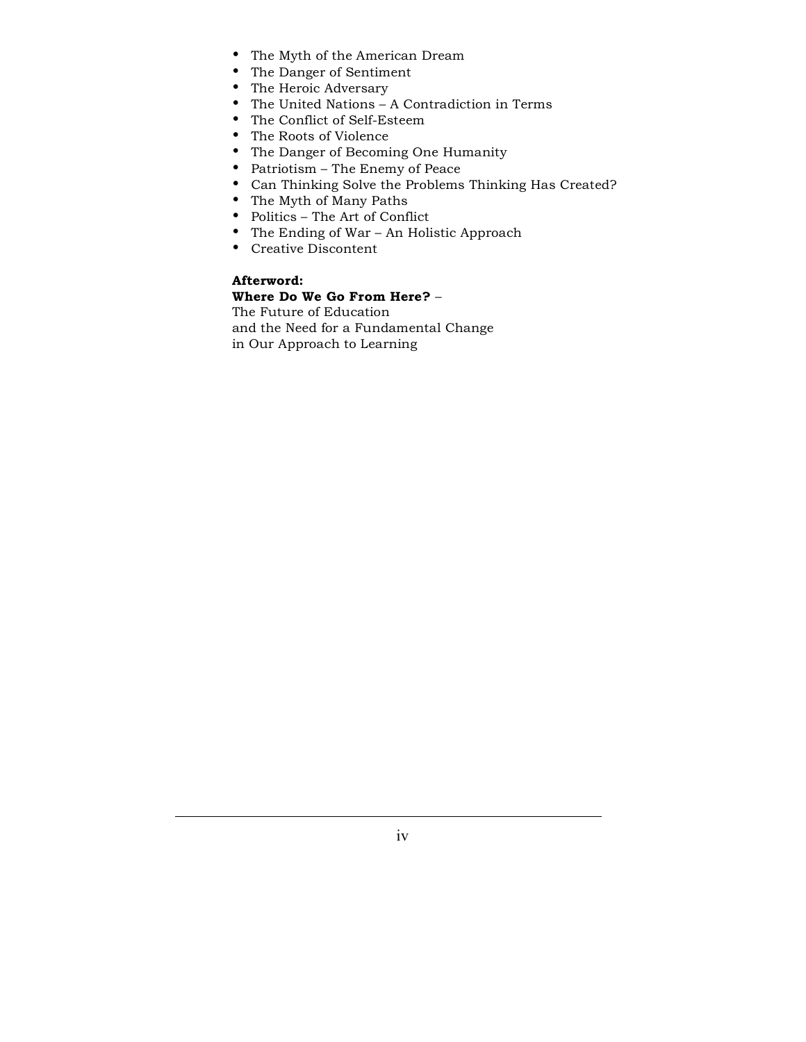- The Myth of the American Dream
- The Danger of Sentiment
- The Heroic Adversary
- The United Nations – A Contradiction in Terms
- The Conflict of Self-Esteem
- The Roots of Violence
- The Danger of Becoming One Humanity
- Patriotism – The Enemy of Peace
- Can Thinking Solve the Problems Thinking Has Created?
- The Myth of Many Paths
- Politics – The Art of Conflict
- The Ending of War – An Holistic Approach
- Creative Discontent

**Afterword:**
**Where Do We Go From Here?** –
The Future of Education
and the Need for a Fundamental Change
in Our Approach to Learning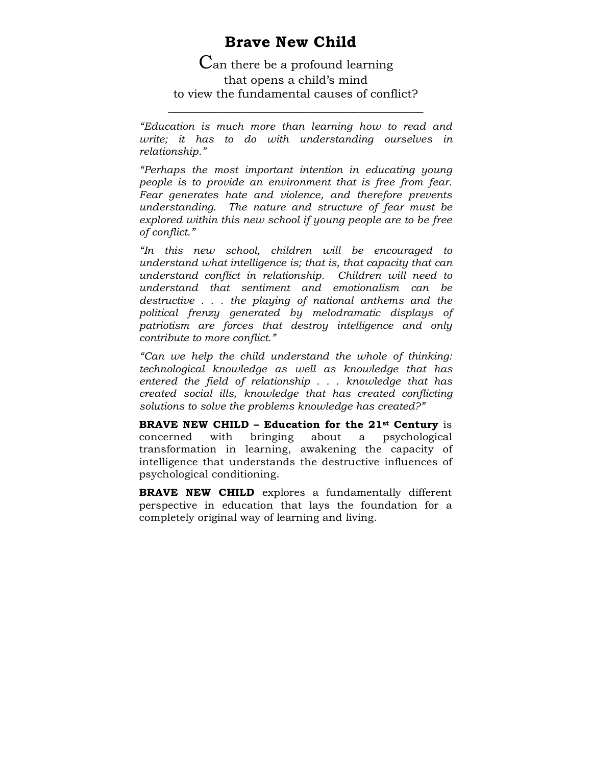# Brave New Child

Can there be a profound learning
that opens a child's mind
to view the fundamental causes of conflict?

---

*"Education is much more than learning how to read and write; it has to do with understanding ourselves in relationship."*

*"Perhaps the most important intention in educating young people is to provide an environment that is free from fear. Fear generates hate and violence, and therefore prevents understanding. The nature and structure of fear must be explored within this new school if young people are to be free of conflict."*

*"In this new school, children will be encouraged to understand what intelligence is; that is, that capacity that can understand conflict in relationship. Children will need to understand that sentiment and emotionalism can be destructive . . . the playing of national anthems and the political frenzy generated by melodramatic displays of patriotism are forces that destroy intelligence and only contribute to more conflict."*

*"Can we help the child understand the whole of thinking: technological knowledge as well as knowledge that has entered the field of relationship . . . knowledge that has created social ills, knowledge that has created conflicting solutions to solve the problems knowledge has created?"*

**BRAVE NEW CHILD – Education for the 21st Century** is concerned with bringing about a psychological transformation in learning, awakening the capacity of intelligence that understands the destructive influences of psychological conditioning.

**BRAVE NEW CHILD** explores a fundamentally different perspective in education that lays the foundation for a completely original way of learning and living.